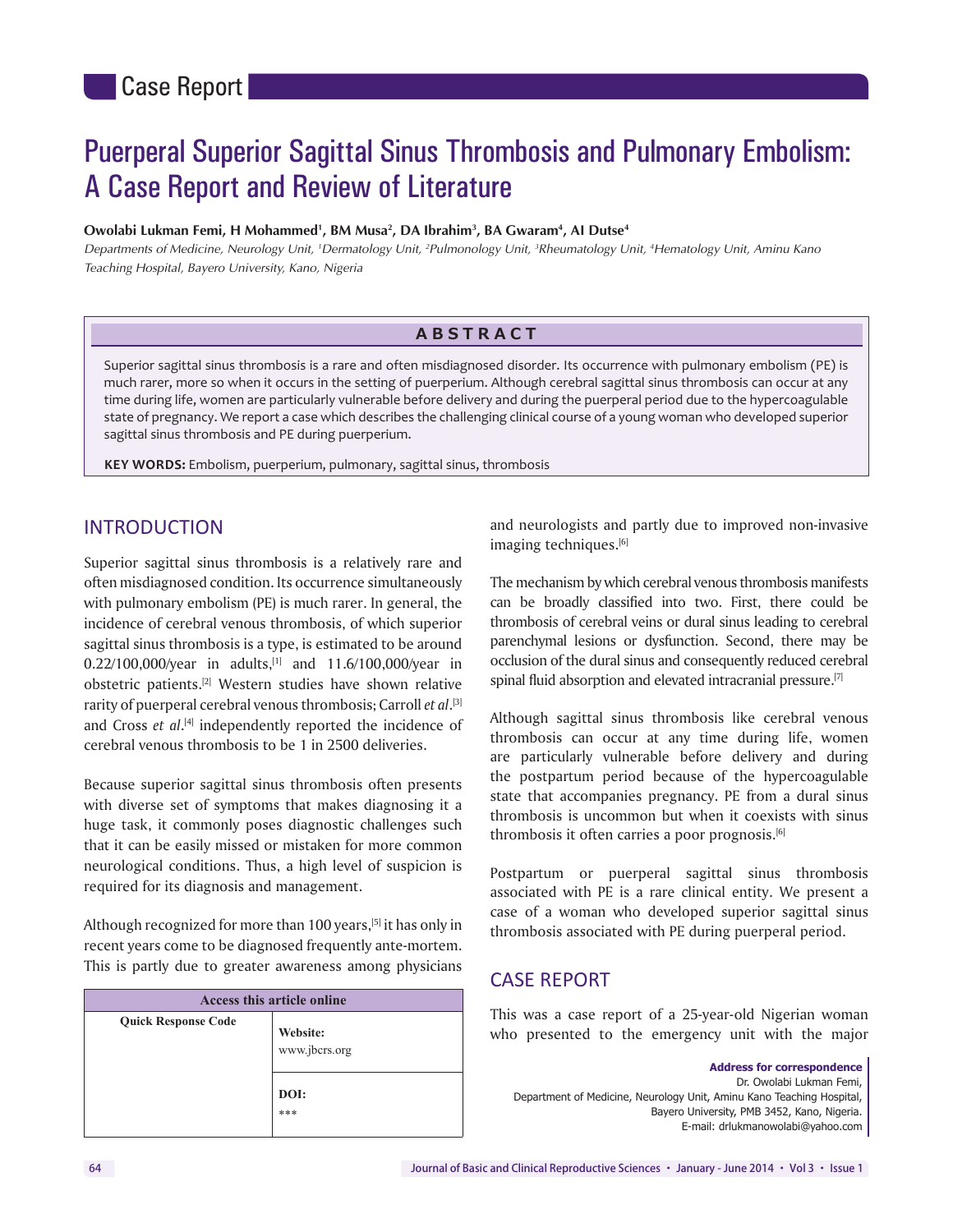Case Report

# Puerperal Superior Sagittal Sinus Thrombosis and Pulmonary Embolism: A Case Report and Review of Literature

**Owolabi Lukman Femi, H Mohammed[1], BM Musa[2], DA Ibrahim[3], BA Gwaram[4], AI Dutse[4]**

*Departments of Medicine, Neurology Unit, [1]Dermatology Unit, [2]Pulmonology Unit, [3]Rheumatology Unit, [4]Hematology Unit, Aminu Kano Teaching Hospital, Bayero University, Kano, Nigeria*

## ABSTRACT

Superior sagittal sinus thrombosis is a rare and often misdiagnosed disorder. Its occurrence with pulmonary embolism (PE) is much rarer, more so when it occurs in the setting of puerperium. Although cerebral sagittal sinus thrombosis can occur at any time during life, women are particularly vulnerable before delivery and during the puerperal period due to the hypercoagulable state of pregnancy. We report a case which describes the challenging clinical course of a young woman who developed superior sagittal sinus thrombosis and PE during puerperium.

**KEY WORDS:** Embolism, puerperium, pulmonary, sagittal sinus, thrombosis

## INTRODUCTION

Superior sagittal sinus thrombosis is a relatively rare and often misdiagnosed condition. Its occurrence simultaneously with pulmonary embolism (PE) is much rarer. In general, the incidence of cerebral venous thrombosis, of which superior sagittal sinus thrombosis is a type, is estimated to be around 0.22/100,000/year in adults,[1] and 11.6/100,000/year in obstetric patients.[2] Western studies have shown relative rarity of puerperal cerebral venous thrombosis; Carroll *et al*.[3] and Cross *et al*.[4] independently reported the incidence of cerebral venous thrombosis to be 1 in 2500 deliveries.

Because superior sagittal sinus thrombosis often presents with diverse set of symptoms that makes diagnosing it a huge task, it commonly poses diagnostic challenges such that it can be easily missed or mistaken for more common neurological conditions. Thus, a high level of suspicion is required for its diagnosis and management.

Although recognized for more than 100 years,[5] it has only in recent years come to be diagnosed frequently ante-mortem. This is partly due to greater awareness among physicians and neurologists and partly due to improved non-invasive imaging techniques.[6]

| Access this article online | |
|---|---|
| Quick Response Code | Website: www.jbcrs.org |
| | DOI: *** |

The mechanism by which cerebral venous thrombosis manifests can be broadly classified into two. First, there could be thrombosis of cerebral veins or dural sinus leading to cerebral parenchymal lesions or dysfunction. Second, there may be occlusion of the dural sinus and consequently reduced cerebral spinal fluid absorption and elevated intracranial pressure.[7]

Although sagittal sinus thrombosis like cerebral venous thrombosis can occur at any time during life, women are particularly vulnerable before delivery and during the postpartum period because of the hypercoagulable state that accompanies pregnancy. PE from a dural sinus thrombosis is uncommon but when it coexists with sinus thrombosis it often carries a poor prognosis.[6]

Postpartum or puerperal sagittal sinus thrombosis associated with PE is a rare clinical entity. We present a case of a woman who developed superior sagittal sinus thrombosis associated with PE during puerperal period.

## CASE REPORT

This was a case report of a 25-year-old Nigerian woman who presented to the emergency unit with the major

**Address for correspondence**
Dr. Owolabi Lukman Femi,
Department of Medicine, Neurology Unit, Aminu Kano Teaching Hospital,
Bayero University, PMB 3452, Kano, Nigeria.
E-mail: drlukmanowolabi@yahoo.com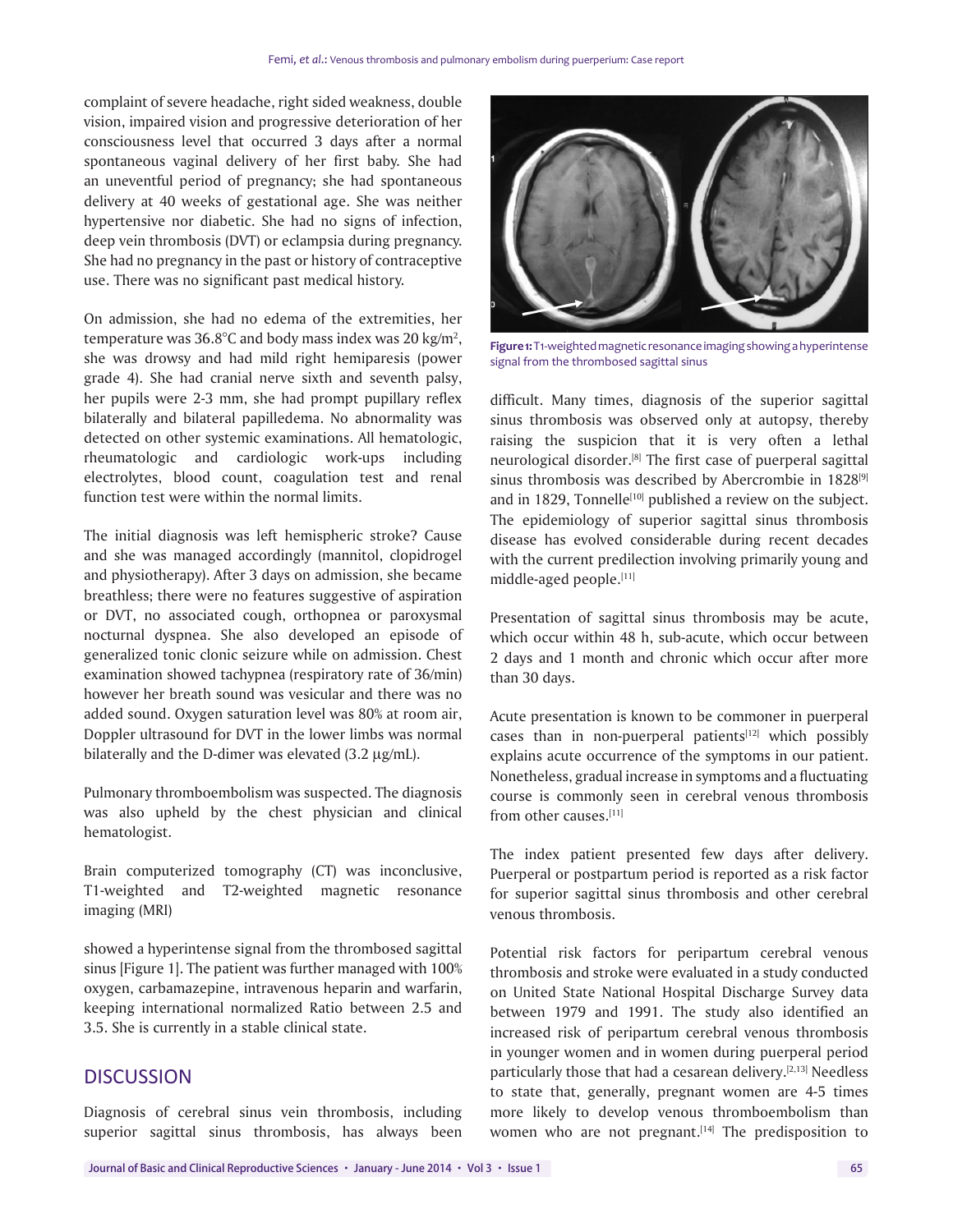complaint of severe headache, right sided weakness, double vision, impaired vision and progressive deterioration of her consciousness level that occurred 3 days after a normal spontaneous vaginal delivery of her first baby. She had an uneventful period of pregnancy; she had spontaneous delivery at 40 weeks of gestational age. She was neither hypertensive nor diabetic. She had no signs of infection, deep vein thrombosis (DVT) or eclampsia during pregnancy. She had no pregnancy in the past or history of contraceptive use. There was no significant past medical history.

On admission, she had no edema of the extremities, her temperature was 36.8°C and body mass index was 20 kg/m$^2$, she was drowsy and had mild right hemiparesis (power grade 4). She had cranial nerve sixth and seventh palsy, her pupils were 2-3 mm, she had prompt pupillary reflex bilaterally and bilateral papilledema. No abnormality was detected on other systemic examinations. All hematologic, rheumatologic and cardiologic work-ups including electrolytes, blood count, coagulation test and renal function test were within the normal limits.

The initial diagnosis was left hemispheric stroke? Cause and she was managed accordingly (mannitol, clopidrogel and physiotherapy). After 3 days on admission, she became breathless; there were no features suggestive of aspiration or DVT, no associated cough, orthopnea or paroxysmal nocturnal dyspnea. She also developed an episode of generalized tonic clonic seizure while on admission. Chest examination showed tachypnea (respiratory rate of 36/min) however her breath sound was vesicular and there was no added sound. Oxygen saturation level was 80% at room air, Doppler ultrasound for DVT in the lower limbs was normal bilaterally and the D-dimer was elevated (3.2 µg/mL).

Pulmonary thromboembolism was suspected. The diagnosis was also upheld by the chest physician and clinical hematologist.

Brain computerized tomography (CT) was inconclusive, T1-weighted and T2-weighted magnetic resonance imaging (MRI)

showed a hyperintense signal from the thrombosed sagittal sinus [Figure 1]. The patient was further managed with 100% oxygen, carbamazepine, intravenous heparin and warfarin, keeping international normalized Ratio between 2.5 and 3.5. She is currently in a stable clinical state.

## DISCUSSION

Diagnosis of cerebral sinus vein thrombosis, including superior sagittal sinus thrombosis, has always been

**Figure 1:** T1-weighted magnetic resonance imaging showing a hyperintense signal from the thrombosed sagittal sinus

difficult. Many times, diagnosis of the superior sagittal sinus thrombosis was observed only at autopsy, thereby raising the suspicion that it is very often a lethal neurological disorder.[8] The first case of puerperal sagittal sinus thrombosis was described by Abercrombie in 1828[9] and in 1829, Tonnelle[10] published a review on the subject. The epidemiology of superior sagittal sinus thrombosis disease has evolved considerable during recent decades with the current predilection involving primarily young and middle-aged people.[11]

Presentation of sagittal sinus thrombosis may be acute, which occur within 48 h, sub-acute, which occur between 2 days and 1 month and chronic which occur after more than 30 days.

Acute presentation is known to be commoner in puerperal cases than in non-puerperal patients[12] which possibly explains acute occurrence of the symptoms in our patient. Nonetheless, gradual increase in symptoms and a fluctuating course is commonly seen in cerebral venous thrombosis from other causes.[11]

The index patient presented few days after delivery. Puerperal or postpartum period is reported as a risk factor for superior sagittal sinus thrombosis and other cerebral venous thrombosis.

Potential risk factors for peripartum cerebral venous thrombosis and stroke were evaluated in a study conducted on United State National Hospital Discharge Survey data between 1979 and 1991. The study also identified an increased risk of peripartum cerebral venous thrombosis in younger women and in women during puerperal period particularly those that had a cesarean delivery.[2,13] Needless to state that, generally, pregnant women are 4-5 times more likely to develop venous thromboembolism than women who are not pregnant.[14] The predisposition to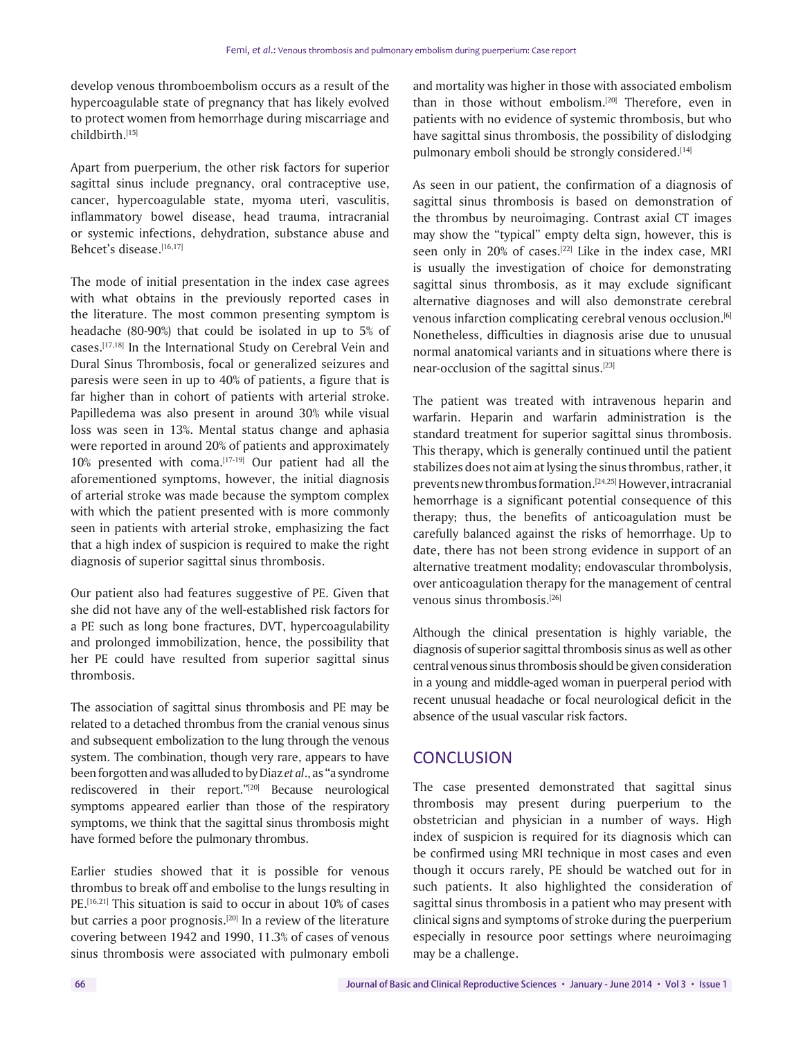develop venous thromboembolism occurs as a result of the hypercoagulable state of pregnancy that has likely evolved to protect women from hemorrhage during miscarriage and childbirth.[15]

Apart from puerperium, the other risk factors for superior sagittal sinus include pregnancy, oral contraceptive use, cancer, hypercoagulable state, myoma uteri, vasculitis, inflammatory bowel disease, head trauma, intracranial or systemic infections, dehydration, substance abuse and Behcet's disease.[16,17]

The mode of initial presentation in the index case agrees with what obtains in the previously reported cases in the literature. The most common presenting symptom is headache (80-90%) that could be isolated in up to 5% of cases.[17,18] In the International Study on Cerebral Vein and Dural Sinus Thrombosis, focal or generalized seizures and paresis were seen in up to 40% of patients, a figure that is far higher than in cohort of patients with arterial stroke. Papilledema was also present in around 30% while visual loss was seen in 13%. Mental status change and aphasia were reported in around 20% of patients and approximately 10% presented with coma.[17-19] Our patient had all the aforementioned symptoms, however, the initial diagnosis of arterial stroke was made because the symptom complex with which the patient presented with is more commonly seen in patients with arterial stroke, emphasizing the fact that a high index of suspicion is required to make the right diagnosis of superior sagittal sinus thrombosis.

Our patient also had features suggestive of PE. Given that she did not have any of the well-established risk factors for a PE such as long bone fractures, DVT, hypercoagulability and prolonged immobilization, hence, the possibility that her PE could have resulted from superior sagittal sinus thrombosis.

The association of sagittal sinus thrombosis and PE may be related to a detached thrombus from the cranial venous sinus and subsequent embolization to the lung through the venous system. The combination, though very rare, appears to have been forgotten and was alluded to by Diaz *et al*., as "a syndrome rediscovered in their report."[20] Because neurological symptoms appeared earlier than those of the respiratory symptoms, we think that the sagittal sinus thrombosis might have formed before the pulmonary thrombus.

Earlier studies showed that it is possible for venous thrombus to break off and embolise to the lungs resulting in PE.[16,21] This situation is said to occur in about 10% of cases but carries a poor prognosis.[20] In a review of the literature covering between 1942 and 1990, 11.3% of cases of venous sinus thrombosis were associated with pulmonary emboli and mortality was higher in those with associated embolism than in those without embolism.[20] Therefore, even in patients with no evidence of systemic thrombosis, but who have sagittal sinus thrombosis, the possibility of dislodging pulmonary emboli should be strongly considered.[14]

As seen in our patient, the confirmation of a diagnosis of sagittal sinus thrombosis is based on demonstration of the thrombus by neuroimaging. Contrast axial CT images may show the "typical" empty delta sign, however, this is seen only in 20% of cases.[22] Like in the index case, MRI is usually the investigation of choice for demonstrating sagittal sinus thrombosis, as it may exclude significant alternative diagnoses and will also demonstrate cerebral venous infarction complicating cerebral venous occlusion.[6] Nonetheless, difficulties in diagnosis arise due to unusual normal anatomical variants and in situations where there is near-occlusion of the sagittal sinus.[23]

The patient was treated with intravenous heparin and warfarin. Heparin and warfarin administration is the standard treatment for superior sagittal sinus thrombosis. This therapy, which is generally continued until the patient stabilizes does not aim at lysing the sinus thrombus, rather, it prevents new thrombus formation.[24,25] However, intracranial hemorrhage is a significant potential consequence of this therapy; thus, the benefits of anticoagulation must be carefully balanced against the risks of hemorrhage. Up to date, there has not been strong evidence in support of an alternative treatment modality; endovascular thrombolysis, over anticoagulation therapy for the management of central venous sinus thrombosis.[26]

Although the clinical presentation is highly variable, the diagnosis of superior sagittal thrombosis sinus as well as other central venous sinus thrombosis should be given consideration in a young and middle-aged woman in puerperal period with recent unusual headache or focal neurological deficit in the absence of the usual vascular risk factors.

## CONCLUSION

The case presented demonstrated that sagittal sinus thrombosis may present during puerperium to the obstetrician and physician in a number of ways. High index of suspicion is required for its diagnosis which can be confirmed using MRI technique in most cases and even though it occurs rarely, PE should be watched out for in such patients. It also highlighted the consideration of sagittal sinus thrombosis in a patient who may present with clinical signs and symptoms of stroke during the puerperium especially in resource poor settings where neuroimaging may be a challenge.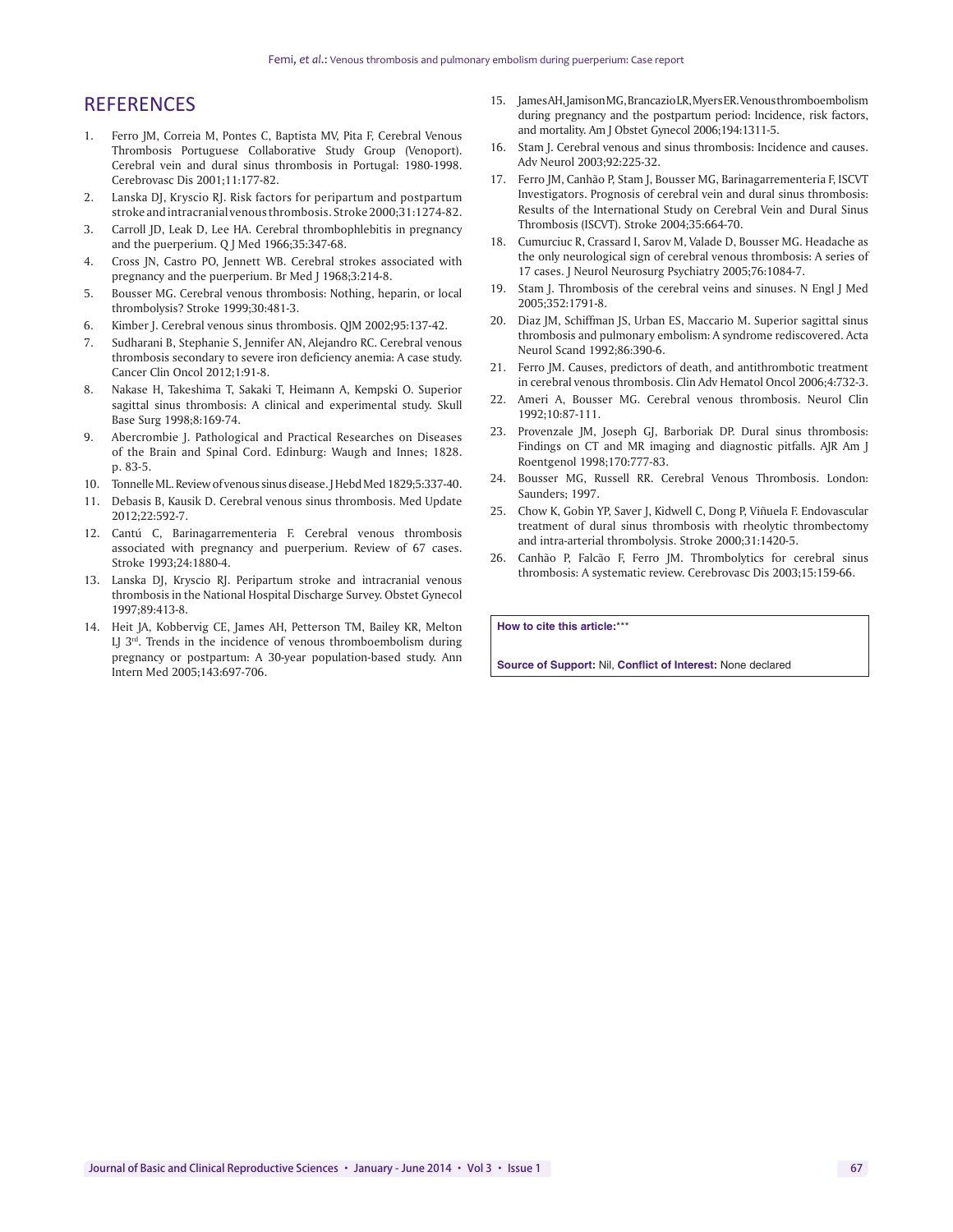## REFERENCES

1. Ferro JM, Correia M, Pontes C, Baptista MV, Pita F, Cerebral Venous Thrombosis Portuguese Collaborative Study Group (Venoport). Cerebral vein and dural sinus thrombosis in Portugal: 1980-1998. Cerebrovasc Dis 2001;11:177-82.
2. Lanska DJ, Kryscio RJ. Risk factors for peripartum and postpartum stroke and intracranial venous thrombosis. Stroke 2000;31:1274-82.
3. Carroll JD, Leak D, Lee HA. Cerebral thrombophlebitis in pregnancy and the puerperium. Q J Med 1966;35:347-68.
4. Cross JN, Castro PO, Jennett WB. Cerebral strokes associated with pregnancy and the puerperium. Br Med J 1968;3:214-8.
5. Bousser MG. Cerebral venous thrombosis: Nothing, heparin, or local thrombolysis? Stroke 1999;30:481-3.
6. Kimber J. Cerebral venous sinus thrombosis. QJM 2002;95:137-42.
7. Sudharani B, Stephanie S, Jennifer AN, Alejandro RC. Cerebral venous thrombosis secondary to severe iron deficiency anemia: A case study. Cancer Clin Oncol 2012;1:91-8.
8. Nakase H, Takeshima T, Sakaki T, Heimann A, Kempski O. Superior sagittal sinus thrombosis: A clinical and experimental study. Skull Base Surg 1998;8:169-74.
9. Abercrombie J. Pathological and Practical Researches on Diseases of the Brain and Spinal Cord. Edinburg: Waugh and Innes; 1828. p. 83-5.
10. Tonnelle ML. Review of venous sinus disease. J Hebd Med 1829;5:337-40.
11. Debasis B, Kausik D. Cerebral venous sinus thrombosis. Med Update 2012;22:592-7.
12. Cantú C, Barinagarrementeria F. Cerebral venous thrombosis associated with pregnancy and puerperium. Review of 67 cases. Stroke 1993;24:1880-4.
13. Lanska DJ, Kryscio RJ. Peripartum stroke and intracranial venous thrombosis in the National Hospital Discharge Survey. Obstet Gynecol 1997;89:413-8.
14. Heit JA, Kobbervig CE, James AH, Petterson TM, Bailey KR, Melton LJ 3rd. Trends in the incidence of venous thromboembolism during pregnancy or postpartum: A 30-year population-based study. Ann Intern Med 2005;143:697-706.
15. James AH, Jamison MG, Brancazio LR, Myers ER. Venous thromboembolism during pregnancy and the postpartum period: Incidence, risk factors, and mortality. Am J Obstet Gynecol 2006;194:1311-5.
16. Stam J. Cerebral venous and sinus thrombosis: Incidence and causes. Adv Neurol 2003;92:225-32.
17. Ferro JM, Canhão P, Stam J, Bousser MG, Barinagarrementeria F, ISCVT Investigators. Prognosis of cerebral vein and dural sinus thrombosis: Results of the International Study on Cerebral Vein and Dural Sinus Thrombosis (ISCVT). Stroke 2004;35:664-70.
18. Cumurciuc R, Crassard I, Sarov M, Valade D, Bousser MG. Headache as the only neurological sign of cerebral venous thrombosis: A series of 17 cases. J Neurol Neurosurg Psychiatry 2005;76:1084-7.
19. Stam J. Thrombosis of the cerebral veins and sinuses. N Engl J Med 2005;352:1791-8.
20. Diaz JM, Schiffman JS, Urban ES, Maccario M. Superior sagittal sinus thrombosis and pulmonary embolism: A syndrome rediscovered. Acta Neurol Scand 1992;86:390-6.
21. Ferro JM. Causes, predictors of death, and antithrombotic treatment in cerebral venous thrombosis. Clin Adv Hematol Oncol 2006;4:732-3.
22. Ameri A, Bousser MG. Cerebral venous thrombosis. Neurol Clin 1992;10:87-111.
23. Provenzale JM, Joseph GJ, Barboriak DP. Dural sinus thrombosis: Findings on CT and MR imaging and diagnostic pitfalls. AJR Am J Roentgenol 1998;170:777-83.
24. Bousser MG, Russell RR. Cerebral Venous Thrombosis. London: Saunders; 1997.
25. Chow K, Gobin YP, Saver J, Kidwell C, Dong P, Viñuela F. Endovascular treatment of dural sinus thrombosis with rheolytic thrombectomy and intra-arterial thrombolysis. Stroke 2000;31:1420-5.
26. Canhão P, Falcão F, Ferro JM. Thrombolytics for cerebral sinus thrombosis: A systematic review. Cerebrovasc Dis 2003;15:159-66.

**How to cite this article:** ***

**Source of Support:** Nil, **Conflict of Interest:** None declared